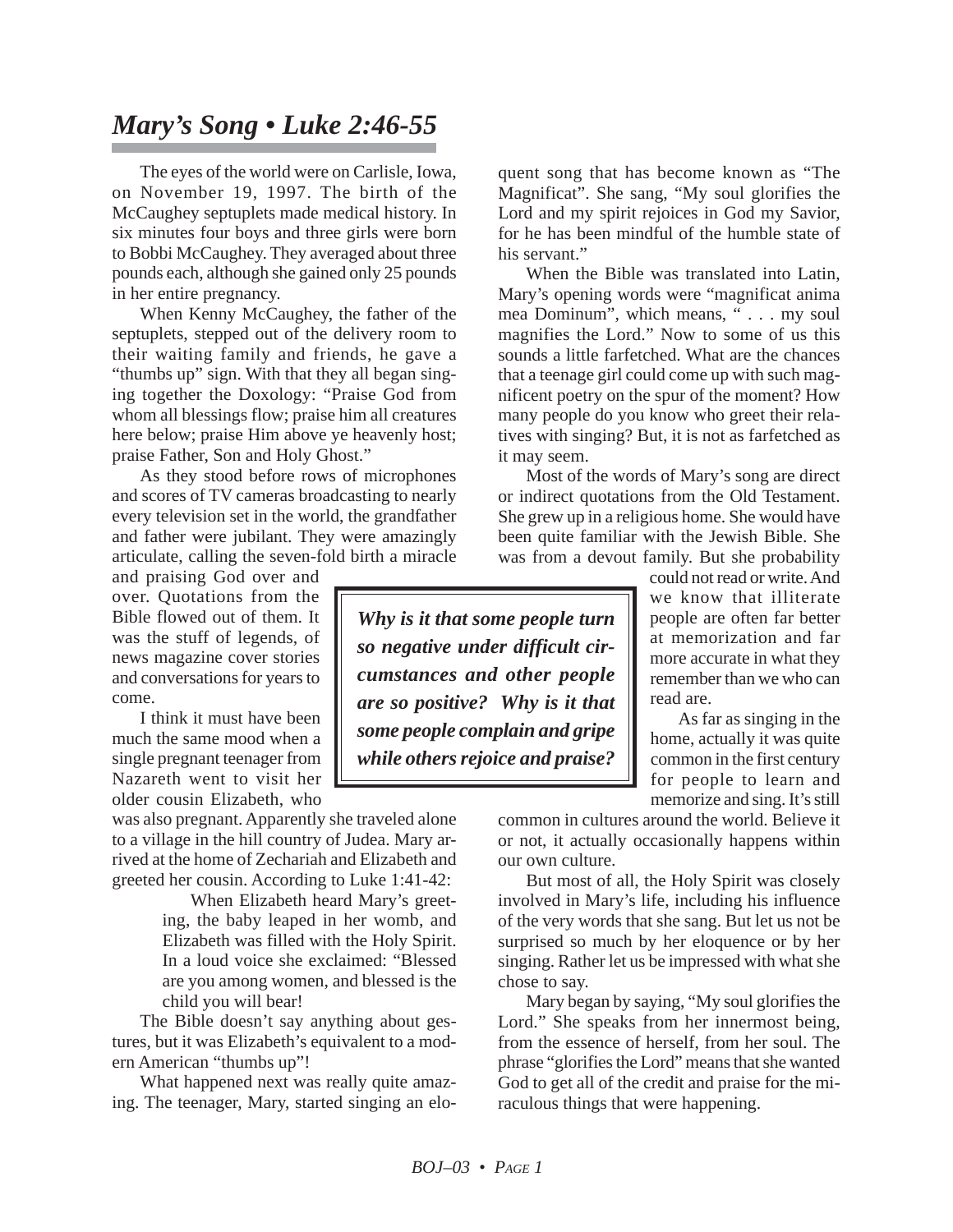# *Mary's Song • Luke 2:46-55*

The eyes of the world were on Carlisle, Iowa, on November 19, 1997. The birth of the McCaughey septuplets made medical history. In six minutes four boys and three girls were born to Bobbi McCaughey. They averaged about three pounds each, although she gained only 25 pounds in her entire pregnancy.

When Kenny McCaughey, the father of the septuplets, stepped out of the delivery room to their waiting family and friends, he gave a "thumbs up" sign. With that they all began singing together the Doxology: "Praise God from whom all blessings flow; praise him all creatures here below; praise Him above ye heavenly host; praise Father, Son and Holy Ghost."

As they stood before rows of microphones and scores of TV cameras broadcasting to nearly every television set in the world, the grandfather and father were jubilant. They were amazingly articulate, calling the seven-fold birth a miracle and praising God over and over. Quotations from the Bible flowed out of them. It was the stuff of legends, of news magazine cover stories and conversations for years to come.

I think it must have been much the same mood when a single pregnant teenager from Nazareth went to visit her older cousin Elizabeth, who was also pregnant. Apparently she traveled alone to a village in the hill country of Judea. Mary arrived at the home of Zechariah and Elizabeth and greeted her cousin. According to Luke 1:41-42:

> When Elizabeth heard Mary's greeting, the baby leaped in her womb, and Elizabeth was filled with the Holy Spirit. In a loud voice she exclaimed: "Blessed are you among women, and blessed is the child you will bear!

The Bible doesn't say anything about gestures, but it was Elizabeth's equivalent to a modern American "thumbs up"!

What happened next was really quite amazing. The teenager, Mary, started singing an eloquent song that has become known as "The Magnificat". She sang, "My soul glorifies the Lord and my spirit rejoices in God my Savior, for he has been mindful of the humble state of his servant."

When the Bible was translated into Latin, Mary's opening words were "magnificat anima mea Dominum", which means, " . . . my soul magnifies the Lord." Now to some of us this sounds a little farfetched. What are the chances that a teenage girl could come up with such magnificent poetry on the spur of the moment? How many people do you know who greet their relatives with singing? But, it is not as farfetched as it may seem.

Most of the words of Mary's song are direct or indirect quotations from the Old Testament. She grew up in a religious home. She would have been quite familiar with the Jewish Bible. She was from a devout family. But she probability could not read or write. And we know that illiterate people are often far better at memorization and far more accurate in what they remember than we who can read are.

> ***Why is it that some people turn so negative under difficult circumstances and other people are so positive? Why is it that some people complain and gripe while others rejoice and praise?***

As far as singing in the home, actually it was quite common in the first century for people to learn and memorize and sing. It's still common in cultures around the world. Believe it or not, it actually occasionally happens within our own culture.

But most of all, the Holy Spirit was closely involved in Mary's life, including his influence of the very words that she sang. But let us not be surprised so much by her eloquence or by her singing. Rather let us be impressed with what she chose to say.

Mary began by saying, "My soul glorifies the Lord." She speaks from her innermost being, from the essence of herself, from her soul. The phrase "glorifies the Lord" means that she wanted God to get all of the credit and praise for the miraculous things that were happening.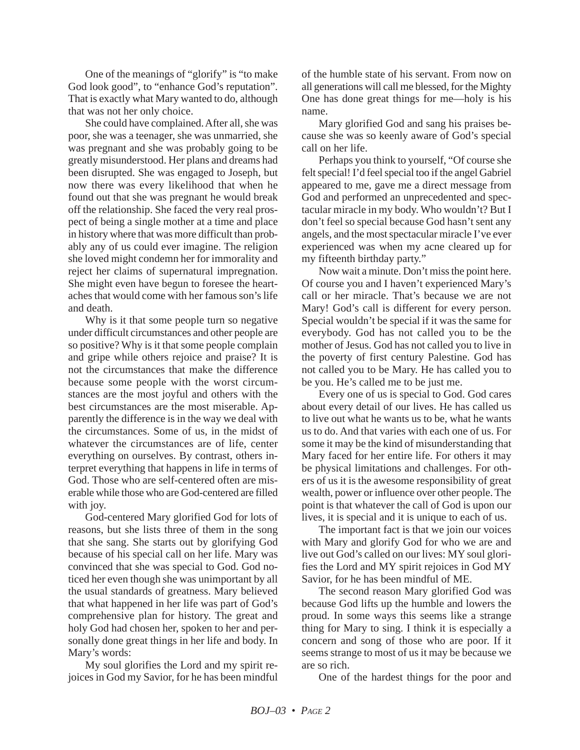One of the meanings of "glorify" is "to make God look good", to "enhance God's reputation". That is exactly what Mary wanted to do, although that was not her only choice.

She could have complained. After all, she was poor, she was a teenager, she was unmarried, she was pregnant and she was probably going to be greatly misunderstood. Her plans and dreams had been disrupted. She was engaged to Joseph, but now there was every likelihood that when he found out that she was pregnant he would break off the relationship. She faced the very real prospect of being a single mother at a time and place in history where that was more difficult than probably any of us could ever imagine. The religion she loved might condemn her for immorality and reject her claims of supernatural impregnation. She might even have begun to foresee the heartaches that would come with her famous son's life and death.

Why is it that some people turn so negative under difficult circumstances and other people are so positive? Why is it that some people complain and gripe while others rejoice and praise? It is not the circumstances that make the difference because some people with the worst circumstances are the most joyful and others with the best circumstances are the most miserable. Apparently the difference is in the way we deal with the circumstances. Some of us, in the midst of whatever the circumstances are of life, center everything on ourselves. By contrast, others interpret everything that happens in life in terms of God. Those who are self-centered often are miserable while those who are God-centered are filled with joy.

God-centered Mary glorified God for lots of reasons, but she lists three of them in the song that she sang. She starts out by glorifying God because of his special call on her life. Mary was convinced that she was special to God. God noticed her even though she was unimportant by all the usual standards of greatness. Mary believed that what happened in her life was part of God's comprehensive plan for history. The great and holy God had chosen her, spoken to her and personally done great things in her life and body. In Mary's words:

My soul glorifies the Lord and my spirit rejoices in God my Savior, for he has been mindful of the humble state of his servant. From now on all generations will call me blessed, for the Mighty One has done great things for me—holy is his name.

Mary glorified God and sang his praises because she was so keenly aware of God's special call on her life.

Perhaps you think to yourself, "Of course she felt special! I'd feel special too if the angel Gabriel appeared to me, gave me a direct message from God and performed an unprecedented and spectacular miracle in my body. Who wouldn't? But I don't feel so special because God hasn't sent any angels, and the most spectacular miracle I've ever experienced was when my acne cleared up for my fifteenth birthday party."

Now wait a minute. Don't miss the point here. Of course you and I haven't experienced Mary's call or her miracle. That's because we are not Mary! God's call is different for every person. Special wouldn't be special if it was the same for everybody. God has not called you to be the mother of Jesus. God has not called you to live in the poverty of first century Palestine. God has not called you to be Mary. He has called you to be you. He's called me to be just me.

Every one of us is special to God. God cares about every detail of our lives. He has called us to live out what he wants us to be, what he wants us to do. And that varies with each one of us. For some it may be the kind of misunderstanding that Mary faced for her entire life. For others it may be physical limitations and challenges. For others of us it is the awesome responsibility of great wealth, power or influence over other people. The point is that whatever the call of God is upon our lives, it is special and it is unique to each of us.

The important fact is that we join our voices with Mary and glorify God for who we are and live out God's called on our lives: MY soul glorifies the Lord and MY spirit rejoices in God MY Savior, for he has been mindful of ME.

The second reason Mary glorified God was because God lifts up the humble and lowers the proud. In some ways this seems like a strange thing for Mary to sing. I think it is especially a concern and song of those who are poor. If it seems strange to most of us it may be because we are so rich.

One of the hardest things for the poor and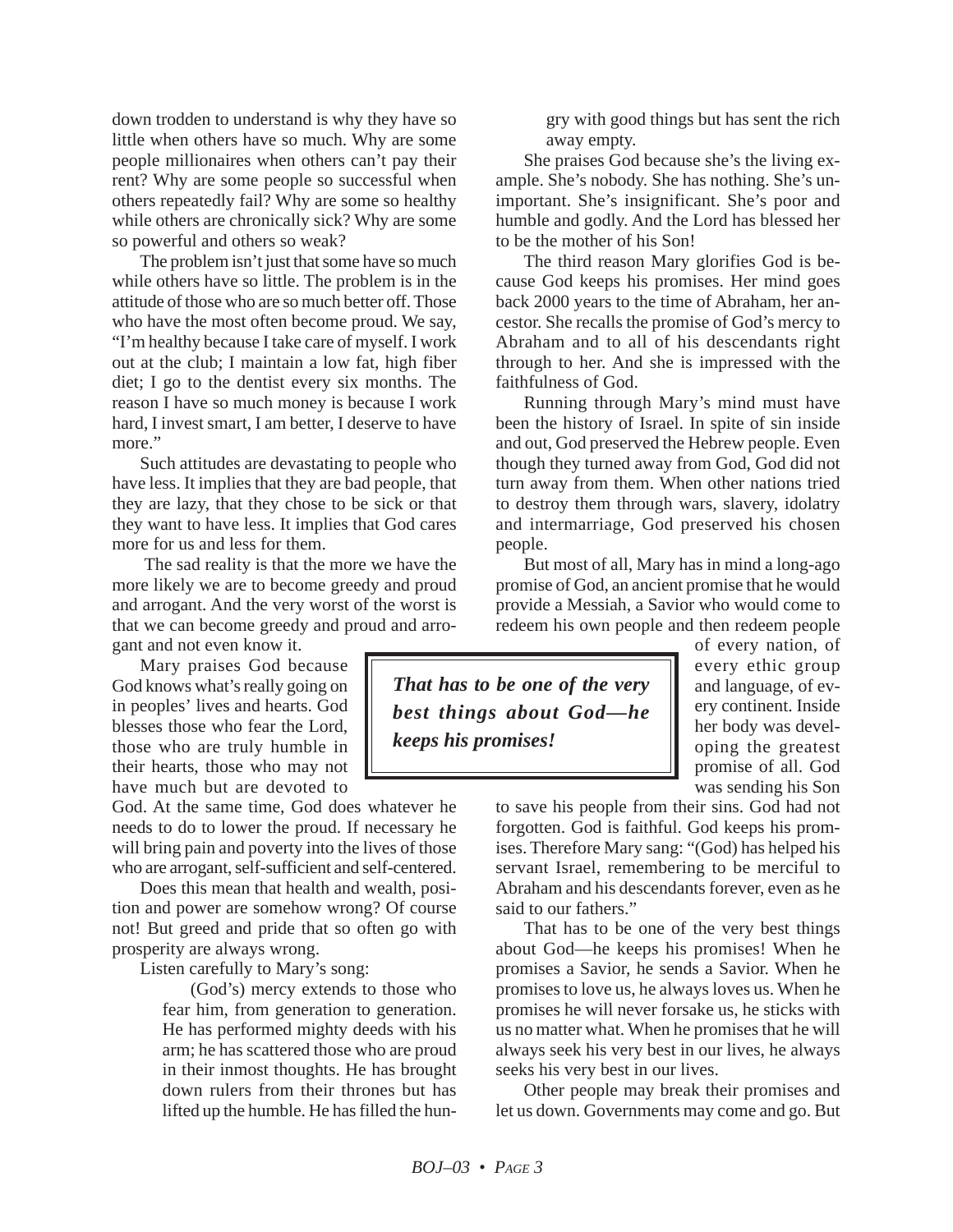down trodden to understand is why they have so little when others have so much. Why are some people millionaires when others can't pay their rent? Why are some people so successful when others repeatedly fail? Why are some so healthy while others are chronically sick? Why are some so powerful and others so weak?

The problem isn't just that some have so much while others have so little. The problem is in the attitude of those who are so much better off. Those who have the most often become proud. We say, "I'm healthy because I take care of myself. I work out at the club; I maintain a low fat, high fiber diet; I go to the dentist every six months. The reason I have so much money is because I work hard, I invest smart, I am better, I deserve to have more."

Such attitudes are devastating to people who have less. It implies that they are bad people, that they are lazy, that they chose to be sick or that they want to have less. It implies that God cares more for us and less for them.

The sad reality is that the more we have the more likely we are to become greedy and proud and arrogant. And the very worst of the worst is that we can become greedy and proud and arrogant and not even know it.

Mary praises God because God knows what's really going on in peoples' lives and hearts. God blesses those who fear the Lord, those who are truly humble in their hearts, those who may not have much but are devoted to God. At the same time, God does whatever he needs to do to lower the proud. If necessary he will bring pain and poverty into the lives of those who are arrogant, self-sufficient and self-centered.

Does this mean that health and wealth, position and power are somehow wrong? Of course not! But greed and pride that so often go with prosperity are always wrong.

Listen carefully to Mary's song:

> (God's) mercy extends to those who fear him, from generation to generation. He has performed mighty deeds with his arm; he has scattered those who are proud in their inmost thoughts. He has brought down rulers from their thrones but has lifted up the humble. He has filled the hungry with good things but has sent the rich away empty.

She praises God because she's the living example. She's nobody. She has nothing. She's unimportant. She's insignificant. She's poor and humble and godly. And the Lord has blessed her to be the mother of his Son!

The third reason Mary glorifies God is because God keeps his promises. Her mind goes back 2000 years to the time of Abraham, her ancestor. She recalls the promise of God's mercy to Abraham and to all of his descendants right through to her. And she is impressed with the faithfulness of God.

Running through Mary's mind must have been the history of Israel. In spite of sin inside and out, God preserved the Hebrew people. Even though they turned away from God, God did not turn away from them. When other nations tried to destroy them through wars, slavery, idolatry and intermarriage, God preserved his chosen people.

But most of all, Mary has in mind a long-ago promise of God, an ancient promise that he would provide a Messiah, a Savior who would come to redeem his own people and then redeem people of every nation, of every ethic group and language, of every continent. Inside her body was developing the greatest promise of all. God was sending his Son to save his people from their sins. God had not forgotten. God is faithful. God keeps his promises. Therefore Mary sang: "(God) has helped his servant Israel, remembering to be merciful to Abraham and his descendants forever, even as he said to our fathers."

> ***That has to be one of the very best things about God—he keeps his promises!***

That has to be one of the very best things about God—he keeps his promises! When he promises a Savior, he sends a Savior. When he promises to love us, he always loves us. When he promises he will never forsake us, he sticks with us no matter what. When he promises that he will always seek his very best in our lives, he always seeks his very best in our lives.

Other people may break their promises and let us down. Governments may come and go. But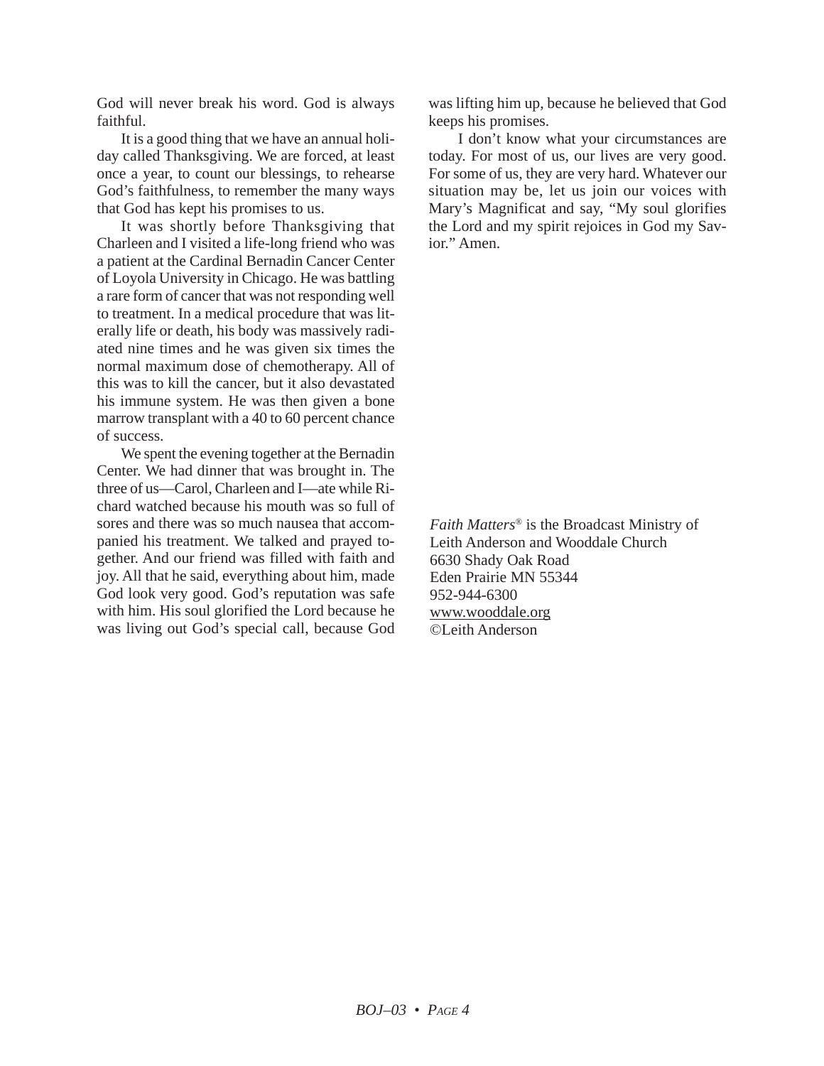God will never break his word. God is always faithful.

It is a good thing that we have an annual holiday called Thanksgiving. We are forced, at least once a year, to count our blessings, to rehearse God's faithfulness, to remember the many ways that God has kept his promises to us.

It was shortly before Thanksgiving that Charleen and I visited a life-long friend who was a patient at the Cardinal Bernadin Cancer Center of Loyola University in Chicago. He was battling a rare form of cancer that was not responding well to treatment. In a medical procedure that was literally life or death, his body was massively radiated nine times and he was given six times the normal maximum dose of chemotherapy. All of this was to kill the cancer, but it also devastated his immune system. He was then given a bone marrow transplant with a 40 to 60 percent chance of success.

We spent the evening together at the Bernadin Center. We had dinner that was brought in. The three of us—Carol, Charleen and I—ate while Richard watched because his mouth was so full of sores and there was so much nausea that accompanied his treatment. We talked and prayed together. And our friend was filled with faith and joy. All that he said, everything about him, made God look very good. God's reputation was safe with him. His soul glorified the Lord because he was living out God's special call, because God was lifting him up, because he believed that God keeps his promises.

I don't know what your circumstances are today. For most of us, our lives are very good. For some of us, they are very hard. Whatever our situation may be, let us join our voices with Mary's Magnificat and say, "My soul glorifies the Lord and my spirit rejoices in God my Savior." Amen.

*Faith Matters*® is the Broadcast Ministry of  
Leith Anderson and Wooddale Church  
6630 Shady Oak Road  
Eden Prairie MN 55344  
952-944-6300  
www.wooddale.org  
©Leith Anderson